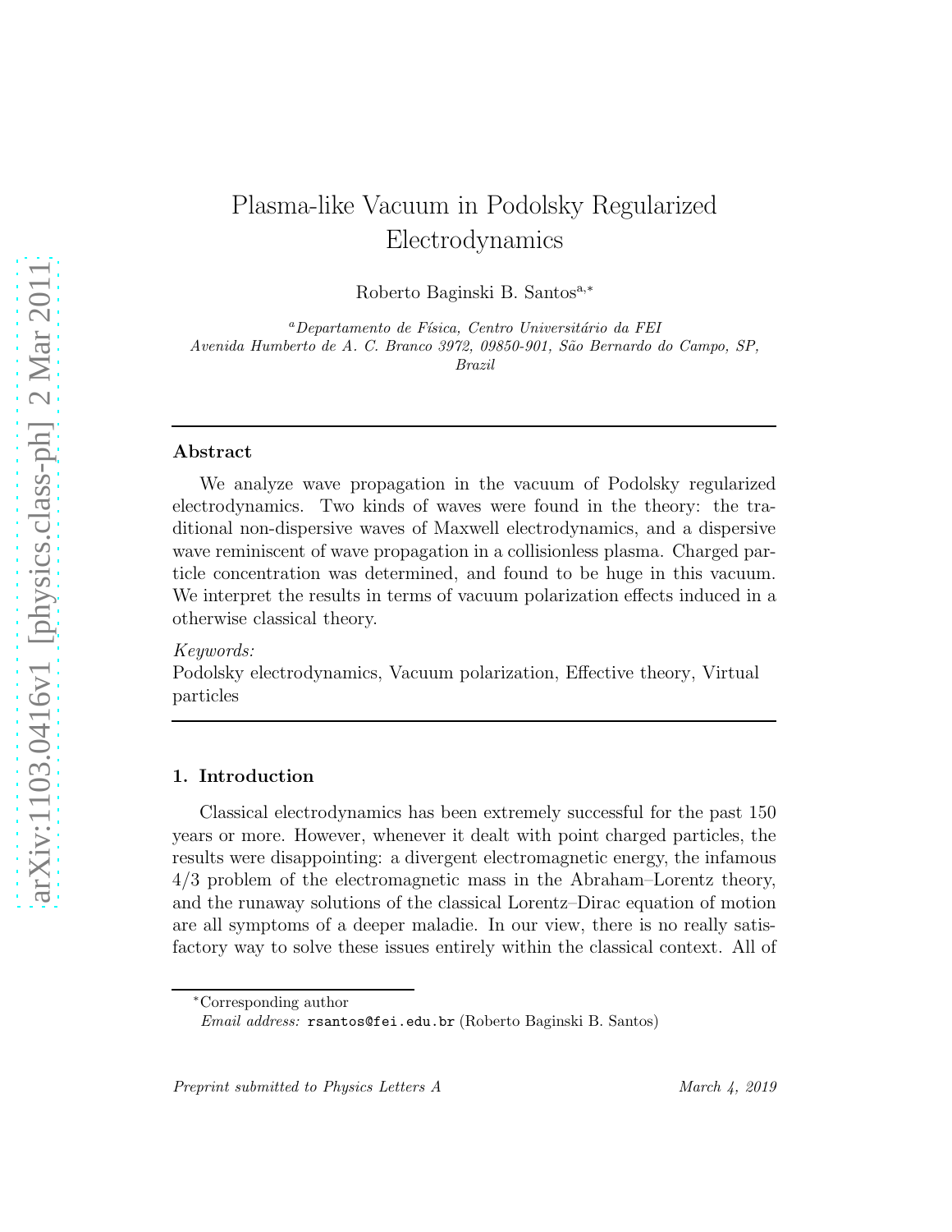# Plasma-like Vacuum in Podolsky Regularized Electrodynamics

Roberto Baginski B. Santos[a,*]

[a] *Departamento de Física, Centro Universitário da FEI*
*Avenida Humberto de A. C. Branco 3972, 09850-901, São Bernardo do Campo, SP, Brazil*

---

## Abstract

We analyze wave propagation in the vacuum of Podolsky regularized electrodynamics. Two kinds of waves were found in the theory: the traditional non-dispersive waves of Maxwell electrodynamics, and a dispersive wave reminiscent of wave propagation in a collisionless plasma. Charged particle concentration was determined, and found to be huge in this vacuum. We interpret the results in terms of vacuum polarization effects induced in a otherwise classical theory.

*Keywords:*
Podolsky electrodynamics, Vacuum polarization, Effective theory, Virtual particles

---

## 1. Introduction

Classical electrodynamics has been extremely successful for the past 150 years or more. However, whenever it dealt with point charged particles, the results were disappointing: a divergent electromagnetic energy, the infamous 4/3 problem of the electromagnetic mass in the Abraham–Lorentz theory, and the runaway solutions of the classical Lorentz–Dirac equation of motion are all symptoms of a deeper maladie. In our view, there is no really satisfactory way to solve these issues entirely within the classical context. All of

---

*Corresponding author
*Email address:* rsantos@fei.edu.br (Roberto Baginski B. Santos)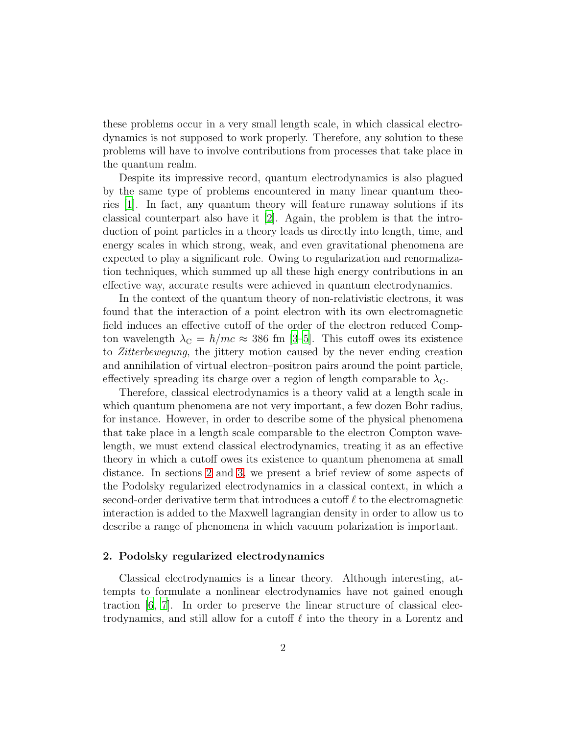these problems occur in a very small length scale, in which classical electrodynamics is not supposed to work properly. Therefore, any solution to these problems will have to involve contributions from processes that take place in the quantum realm.

Despite its impressive record, quantum electrodynamics is also plagued by the same type of problems encountered in many linear quantum theories [1]. In fact, any quantum theory will feature runaway solutions if its classical counterpart also have it [2]. Again, the problem is that the introduction of point particles in a theory leads us directly into length, time, and energy scales in which strong, weak, and even gravitational phenomena are expected to play a significant role. Owing to regularization and renormalization techniques, which summed up all these high energy contributions in an effective way, accurate results were achieved in quantum electrodynamics.

In the context of the quantum theory of non-relativistic electrons, it was found that the interaction of a point electron with its own electromagnetic field induces an effective cutoff of the order of the electron reduced Compton wavelength $\lambda_{\mathrm{C}} = \hbar/mc \approx 386$ fm [3–5]. This cutoff owes its existence to *Zitterbewegung*, the jittery motion caused by the never ending creation and annihilation of virtual electron–positron pairs around the point particle, effectively spreading its charge over a region of length comparable to $\lambda_{\mathrm{C}}$.

Therefore, classical electrodynamics is a theory valid at a length scale in which quantum phenomena are not very important, a few dozen Bohr radius, for instance. However, in order to describe some of the physical phenomena that take place in a length scale comparable to the electron Compton wavelength, we must extend classical electrodynamics, treating it as an effective theory in which a cutoff owes its existence to quantum phenomena at small distance. In sections 2 and 3, we present a brief review of some aspects of the Podolsky regularized electrodynamics in a classical context, in which a second-order derivative term that introduces a cutoff $\ell$ to the electromagnetic interaction is added to the Maxwell lagrangian density in order to allow us to describe a range of phenomena in which vacuum polarization is important.

## 2. Podolsky regularized electrodynamics

Classical electrodynamics is a linear theory. Although interesting, attempts to formulate a nonlinear electrodynamics have not gained enough traction [6, 7]. In order to preserve the linear structure of classical electrodynamics, and still allow for a cutoff $\ell$ into the theory in a Lorentz and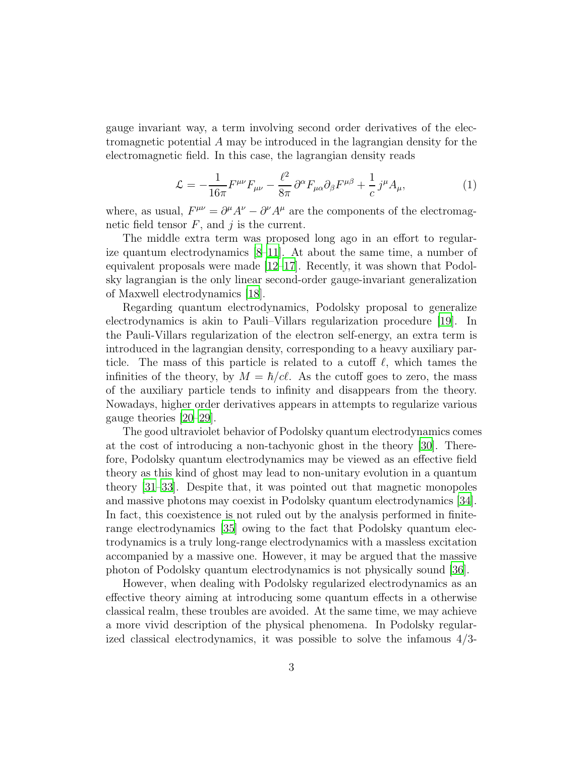gauge invariant way, a term involving second order derivatives of the electromagnetic potential $A$ may be introduced in the lagrangian density for the electromagnetic field. In this case, the lagrangian density reads

$$\mathcal{L} = -\frac{1}{16\pi} F^{\mu\nu} F_{\mu\nu} - \frac{\ell^2}{8\pi} \, \partial^\alpha F_{\mu\alpha} \partial_\beta F^{\mu\beta} + \frac{1}{c} \, j^\mu A_\mu, \tag{1}$$

where, as usual, $F^{\mu\nu} = \partial^\mu A^\nu - \partial^\nu A^\mu$ are the components of the electromagnetic field tensor $F$, and $j$ is the current.

The middle extra term was proposed long ago in an effort to regularize quantum electrodynamics [8–11]. At about the same time, a number of equivalent proposals were made [12–17]. Recently, it was shown that Podolsky lagrangian is the only linear second-order gauge-invariant generalization of Maxwell electrodynamics [18].

Regarding quantum electrodynamics, Podolsky proposal to generalize electrodynamics is akin to Pauli–Villars regularization procedure [19]. In the Pauli-Villars regularization of the electron self-energy, an extra term is introduced in the lagrangian density, corresponding to a heavy auxiliary particle. The mass of this particle is related to a cutoff $\ell$, which tames the infinities of the theory, by $M = \hbar/c\ell$. As the cutoff goes to zero, the mass of the auxiliary particle tends to infinity and disappears from the theory. Nowadays, higher order derivatives appears in attempts to regularize various gauge theories [20–29].

The good ultraviolet behavior of Podolsky quantum electrodynamics comes at the cost of introducing a non-tachyonic ghost in the theory [30]. Therefore, Podolsky quantum electrodynamics may be viewed as an effective field theory as this kind of ghost may lead to non-unitary evolution in a quantum theory [31–33]. Despite that, it was pointed out that magnetic monopoles and massive photons may coexist in Podolsky quantum electrodynamics [34]. In fact, this coexistence is not ruled out by the analysis performed in finite-range electrodynamics [35] owing to the fact that Podolsky quantum electrodynamics is a truly long-range electrodynamics with a massless excitation accompanied by a massive one. However, it may be argued that the massive photon of Podolsky quantum electrodynamics is not physically sound [36].

However, when dealing with Podolsky regularized electrodynamics as an effective theory aiming at introducing some quantum effects in a otherwise classical realm, these troubles are avoided. At the same time, we may achieve a more vivid description of the physical phenomena. In Podolsky regularized classical electrodynamics, it was possible to solve the infamous 4/3-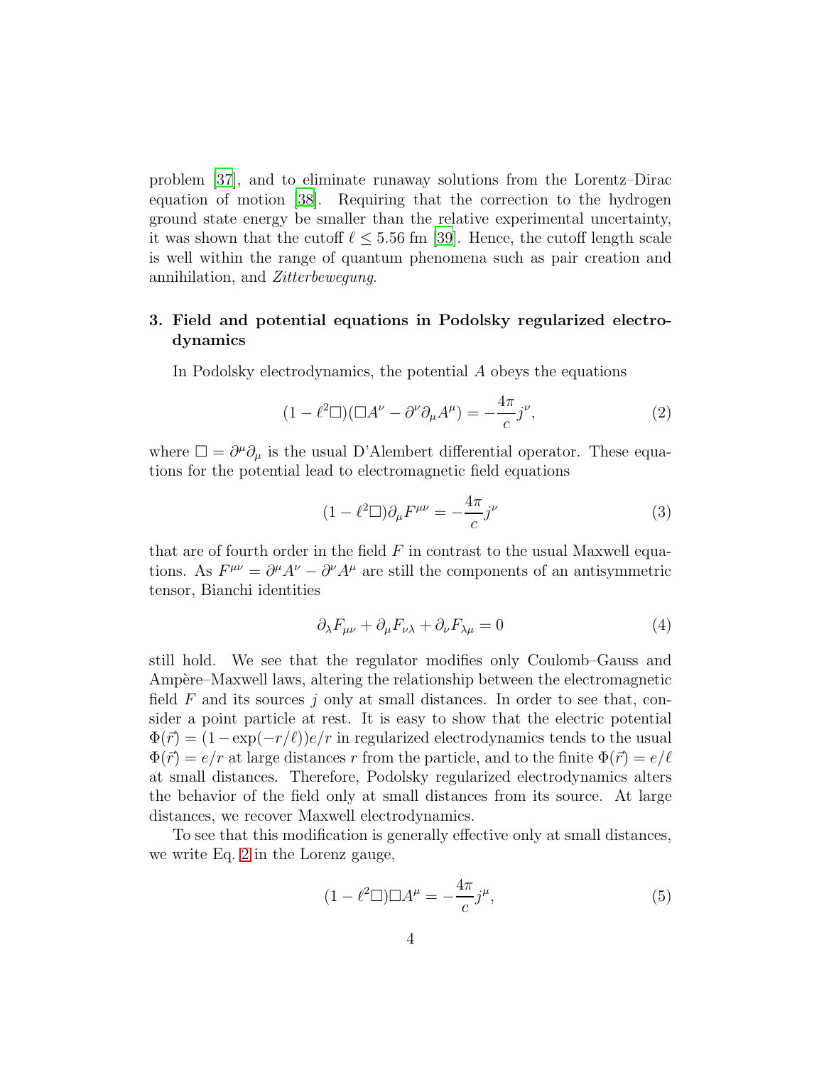problem [37], and to eliminate runaway solutions from the Lorentz–Dirac equation of motion [38]. Requiring that the correction to the hydrogen ground state energy be smaller than the relative experimental uncertainty, it was shown that the cutoff $\ell \leq 5.56$ fm [39]. Hence, the cutoff length scale is well within the range of quantum phenomena such as pair creation and annihilation, and *Zitterbewegung*.

## 3. Field and potential equations in Podolsky regularized electrodynamics

In Podolsky electrodynamics, the potential $A$ obeys the equations

$$(1 - \ell^2 \Box)(\Box A^\nu - \partial^\nu \partial_\mu A^\mu) = -\frac{4\pi}{c} j^\nu, \tag{2}$$

where $\Box = \partial^\mu \partial_\mu$ is the usual D'Alembert differential operator. These equations for the potential lead to electromagnetic field equations

$$(1 - \ell^2 \Box) \partial_\mu F^{\mu\nu} = -\frac{4\pi}{c} j^\nu \tag{3}$$

that are of fourth order in the field $F$ in contrast to the usual Maxwell equations. As $F^{\mu\nu} = \partial^\mu A^\nu - \partial^\nu A^\mu$ are still the components of an antisymmetric tensor, Bianchi identities

$$\partial_\lambda F_{\mu\nu} + \partial_\mu F_{\nu\lambda} + \partial_\nu F_{\lambda\mu} = 0 \tag{4}$$

still hold. We see that the regulator modifies only Coulomb–Gauss and Ampère–Maxwell laws, altering the relationship between the electromagnetic field $F$ and its sources $j$ only at small distances. In order to see that, consider a point particle at rest. It is easy to show that the electric potential $\Phi(\vec{r}) = (1 - \exp(-r/\ell))e/r$ in regularized electrodynamics tends to the usual $\Phi(\vec{r}) = e/r$ at large distances $r$ from the particle, and to the finite $\Phi(\vec{r}) = e/\ell$ at small distances. Therefore, Podolsky regularized electrodynamics alters the behavior of the field only at small distances from its source. At large distances, we recover Maxwell electrodynamics.

To see that this modification is generally effective only at small distances, we write Eq. 2 in the Lorenz gauge,

$$(1 - \ell^2 \Box) \Box A^\mu = -\frac{4\pi}{c} j^\mu, \tag{5}$$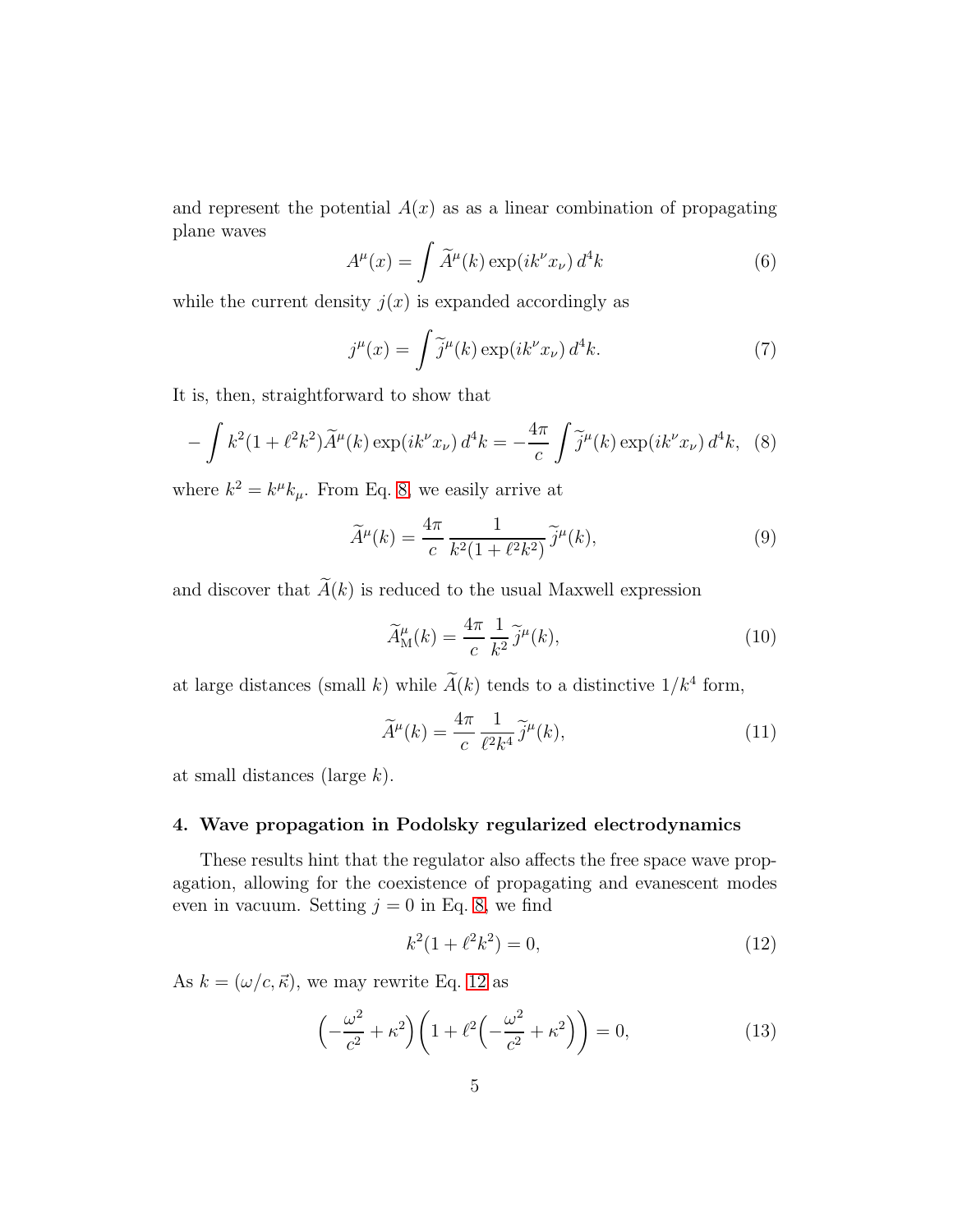and represent the potential $A(x)$ as as a linear combination of propagating plane waves

$$A^{\mu}(x) = \int \widetilde{A}^{\mu}(k) \exp(ik^{\nu}x_{\nu})\, d^4k \tag{6}$$

while the current density $j(x)$ is expanded accordingly as

$$j^{\mu}(x) = \int \widetilde{j}^{\mu}(k) \exp(ik^{\nu}x_{\nu})\, d^4k. \tag{7}$$

It is, then, straightforward to show that

$$-\int k^2(1+\ell^2k^2)\widetilde{A}^{\mu}(k) \exp(ik^{\nu}x_{\nu})\, d^4k = -\frac{4\pi}{c}\int \widetilde{j}^{\mu}(k) \exp(ik^{\nu}x_{\nu})\, d^4k, \tag{8}$$

where $k^2 = k^{\mu}k_{\mu}$. From Eq. 8, we easily arrive at

$$\widetilde{A}^{\mu}(k) = \frac{4\pi}{c}\,\frac{1}{k^2(1+\ell^2k^2)}\,\widetilde{j}^{\mu}(k), \tag{9}$$

and discover that $\widetilde{A}(k)$ is reduced to the usual Maxwell expression

$$\widetilde{A}^{\mu}_{\mathrm{M}}(k) = \frac{4\pi}{c}\,\frac{1}{k^2}\,\widetilde{j}^{\mu}(k), \tag{10}$$

at large distances (small $k$) while $\widetilde{A}(k)$ tends to a distinctive $1/k^4$ form,

$$\widetilde{A}^{\mu}(k) = \frac{4\pi}{c}\,\frac{1}{\ell^2k^4}\,\widetilde{j}^{\mu}(k), \tag{11}$$

at small distances (large $k$).

## 4. Wave propagation in Podolsky regularized electrodynamics

These results hint that the regulator also affects the free space wave propagation, allowing for the coexistence of propagating and evanescent modes even in vacuum. Setting $j = 0$ in Eq. 8, we find

$$k^2(1+\ell^2k^2) = 0, \tag{12}$$

As $k = (\omega/c, \vec{\kappa})$, we may rewrite Eq. 12 as

$$\Big(-\frac{\omega^2}{c^2} + \kappa^2\Big)\Big(1 + \ell^2\Big(-\frac{\omega^2}{c^2} + \kappa^2\Big)\Big) = 0, \tag{13}$$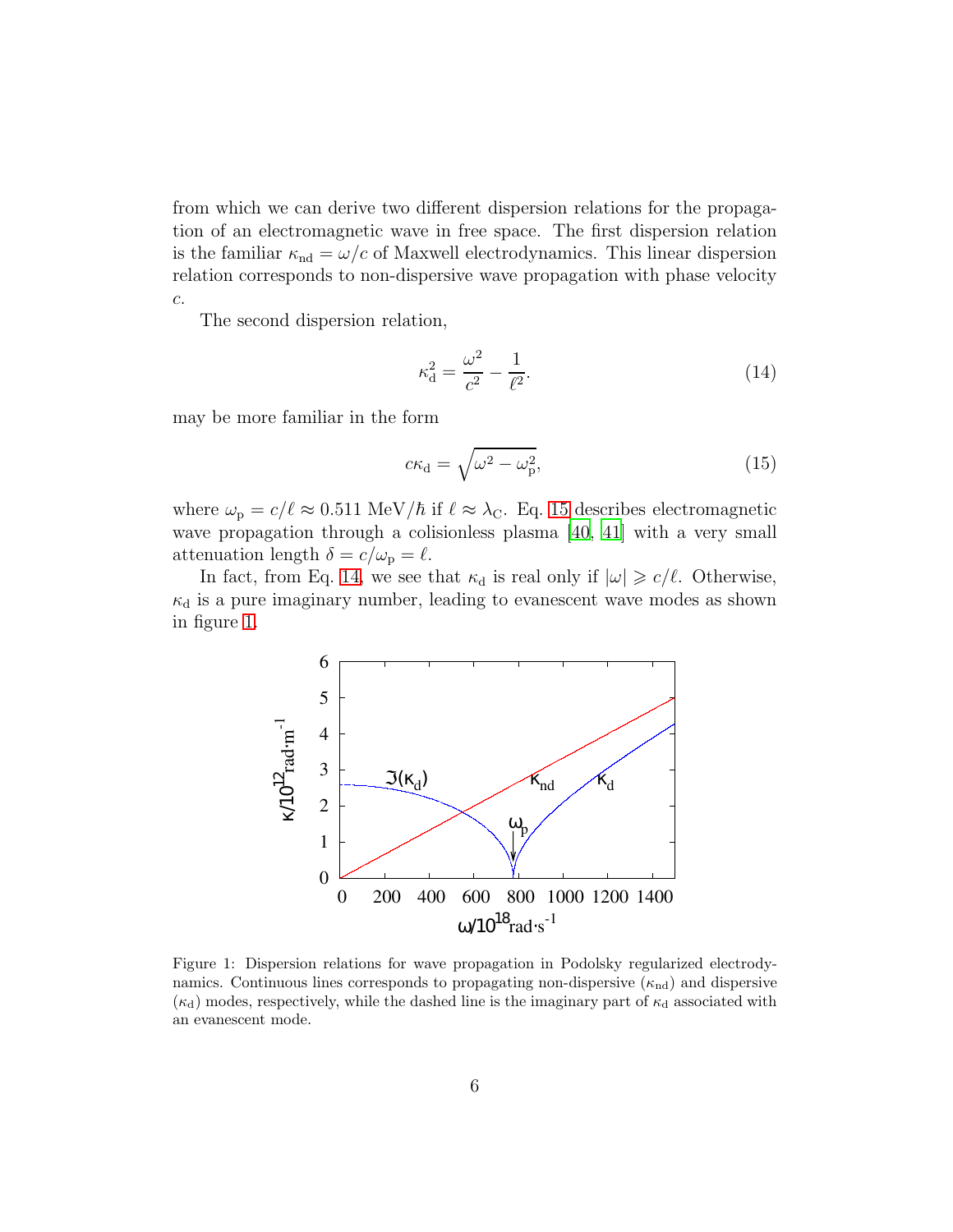from which we can derive two different dispersion relations for the propagation of an electromagnetic wave in free space. The first dispersion relation is the familiar $\kappa_{\rm nd} = \omega/c$ of Maxwell electrodynamics. This linear dispersion relation corresponds to non-dispersive wave propagation with phase velocity $c$.

The second dispersion relation,

$$\kappa_{\rm d}^2 = \frac{\omega^2}{c^2} - \frac{1}{\ell^2}. \tag{14}$$

may be more familiar in the form

$$c\kappa_{\rm d} = \sqrt{\omega^2 - \omega_{\rm p}^2}, \tag{15}$$

where $\omega_{\rm p} = c/\ell \approx 0.511\ \text{MeV}/\hbar$ if $\ell \approx \lambda_{\rm C}$. Eq. 15 describes electromagnetic wave propagation through a colisionless plasma [40, 41] with a very small attenuation length $\delta = c/\omega_{\rm p} = \ell$.

In fact, from Eq. 14, we see that $\kappa_{\rm d}$ is real only if $|\omega| \geqslant c/\ell$. Otherwise, $\kappa_{\rm d}$ is a pure imaginary number, leading to evanescent wave modes as shown in figure 1.

Figure 1: Dispersion relations for wave propagation in Podolsky regularized electrodynamics. Continuous lines corresponds to propagating non-dispersive ($\kappa_{\rm nd}$) and dispersive ($\kappa_{\rm d}$) modes, respectively, while the dashed line is the imaginary part of $\kappa_{\rm d}$ associated with an evanescent mode.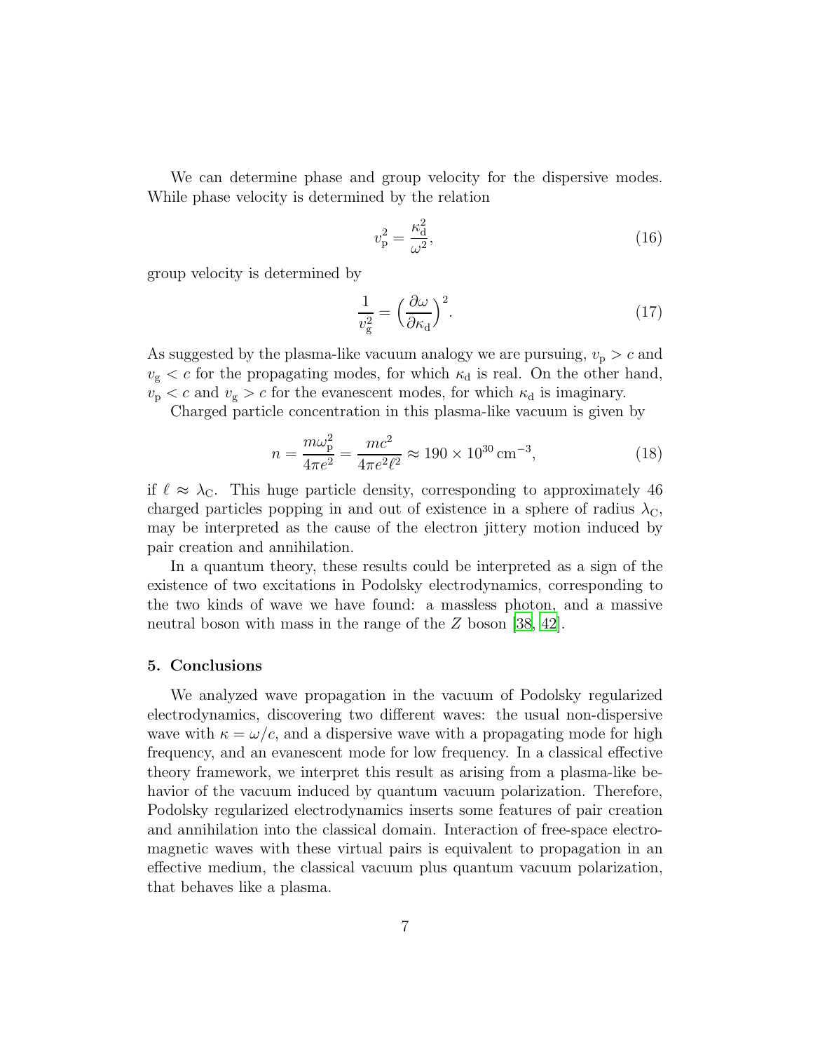We can determine phase and group velocity for the dispersive modes. While phase velocity is determined by the relation

$$v_{\mathrm{p}}^2 = \frac{\kappa_{\mathrm{d}}^2}{\omega^2}, \tag{16}$$

group velocity is determined by

$$\frac{1}{v_{\mathrm{g}}^2} = \left(\frac{\partial \omega}{\partial \kappa_{\mathrm{d}}}\right)^2. \tag{17}$$

As suggested by the plasma-like vacuum analogy we are pursuing, $v_{\mathrm{p}} > c$ and $v_{\mathrm{g}} < c$ for the propagating modes, for which $\kappa_{\mathrm{d}}$ is real. On the other hand, $v_{\mathrm{p}} < c$ and $v_{\mathrm{g}} > c$ for the evanescent modes, for which $\kappa_{\mathrm{d}}$ is imaginary.

Charged particle concentration in this plasma-like vacuum is given by

$$n = \frac{m\omega_{\mathrm{p}}^2}{4\pi e^2} = \frac{mc^2}{4\pi e^2 \ell^2} \approx 190 \times 10^{30}\,\mathrm{cm}^{-3}, \tag{18}$$

if $\ell \approx \lambda_{\mathrm{C}}$. This huge particle density, corresponding to approximately 46 charged particles popping in and out of existence in a sphere of radius $\lambda_{\mathrm{C}}$, may be interpreted as the cause of the electron jittery motion induced by pair creation and annihilation.

In a quantum theory, these results could be interpreted as a sign of the existence of two excitations in Podolsky electrodynamics, corresponding to the two kinds of wave we have found: a massless photon, and a massive neutral boson with mass in the range of the $Z$ boson [38, 42].

## 5. Conclusions

We analyzed wave propagation in the vacuum of Podolsky regularized electrodynamics, discovering two different waves: the usual non-dispersive wave with $\kappa = \omega/c$, and a dispersive wave with a propagating mode for high frequency, and an evanescent mode for low frequency. In a classical effective theory framework, we interpret this result as arising from a plasma-like behavior of the vacuum induced by quantum vacuum polarization. Therefore, Podolsky regularized electrodynamics inserts some features of pair creation and annihilation into the classical domain. Interaction of free-space electromagnetic waves with these virtual pairs is equivalent to propagation in an effective medium, the classical vacuum plus quantum vacuum polarization, that behaves like a plasma.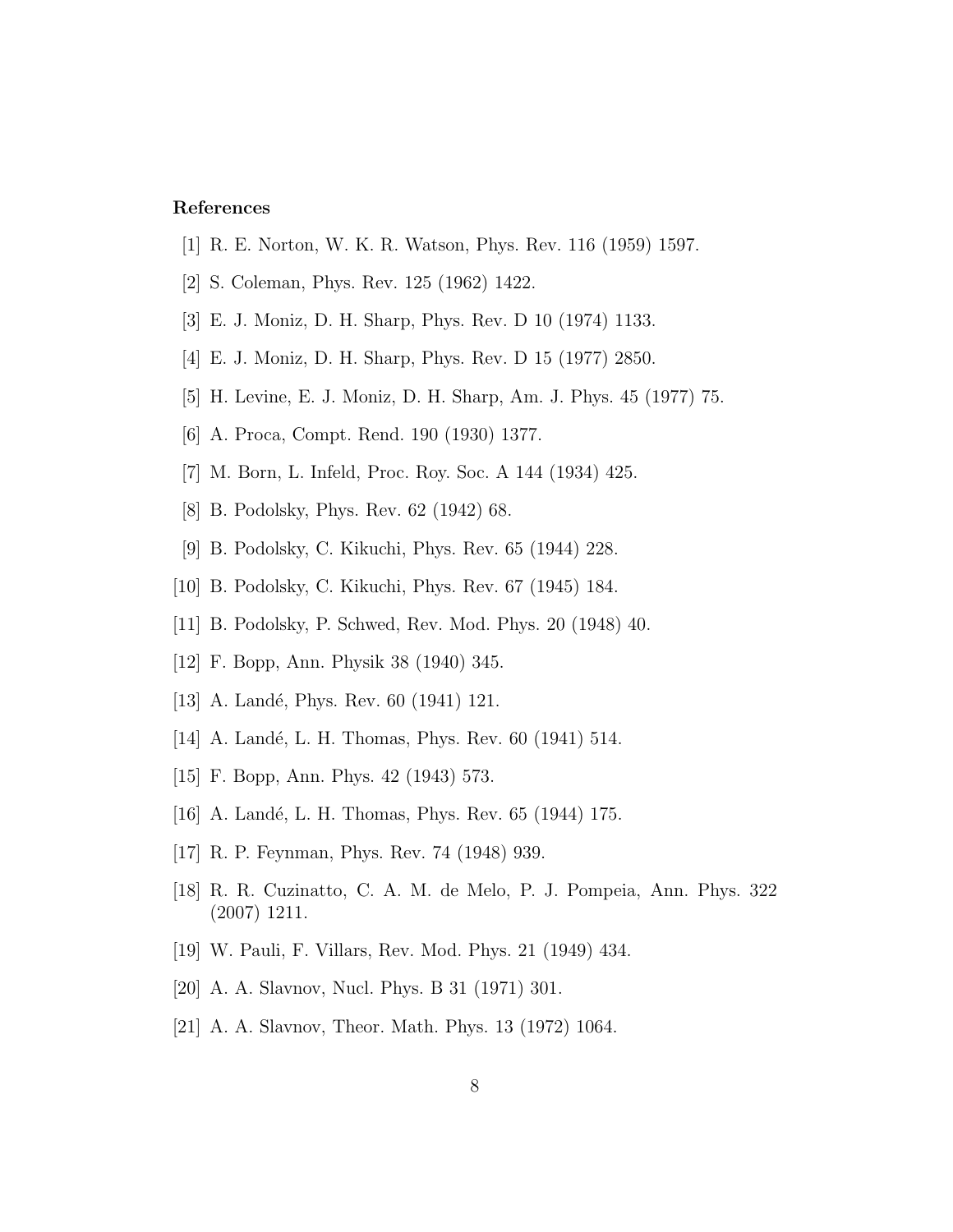## References

[1] R. E. Norton, W. K. R. Watson, Phys. Rev. 116 (1959) 1597.

[2] S. Coleman, Phys. Rev. 125 (1962) 1422.

[3] E. J. Moniz, D. H. Sharp, Phys. Rev. D 10 (1974) 1133.

[4] E. J. Moniz, D. H. Sharp, Phys. Rev. D 15 (1977) 2850.

[5] H. Levine, E. J. Moniz, D. H. Sharp, Am. J. Phys. 45 (1977) 75.

[6] A. Proca, Compt. Rend. 190 (1930) 1377.

[7] M. Born, L. Infeld, Proc. Roy. Soc. A 144 (1934) 425.

[8] B. Podolsky, Phys. Rev. 62 (1942) 68.

[9] B. Podolsky, C. Kikuchi, Phys. Rev. 65 (1944) 228.

[10] B. Podolsky, C. Kikuchi, Phys. Rev. 67 (1945) 184.

[11] B. Podolsky, P. Schwed, Rev. Mod. Phys. 20 (1948) 40.

[12] F. Bopp, Ann. Physik 38 (1940) 345.

[13] A. Landé, Phys. Rev. 60 (1941) 121.

[14] A. Landé, L. H. Thomas, Phys. Rev. 60 (1941) 514.

[15] F. Bopp, Ann. Phys. 42 (1943) 573.

[16] A. Landé, L. H. Thomas, Phys. Rev. 65 (1944) 175.

[17] R. P. Feynman, Phys. Rev. 74 (1948) 939.

[18] R. R. Cuzinatto, C. A. M. de Melo, P. J. Pompeia, Ann. Phys. 322 (2007) 1211.

[19] W. Pauli, F. Villars, Rev. Mod. Phys. 21 (1949) 434.

[20] A. A. Slavnov, Nucl. Phys. B 31 (1971) 301.

[21] A. A. Slavnov, Theor. Math. Phys. 13 (1972) 1064.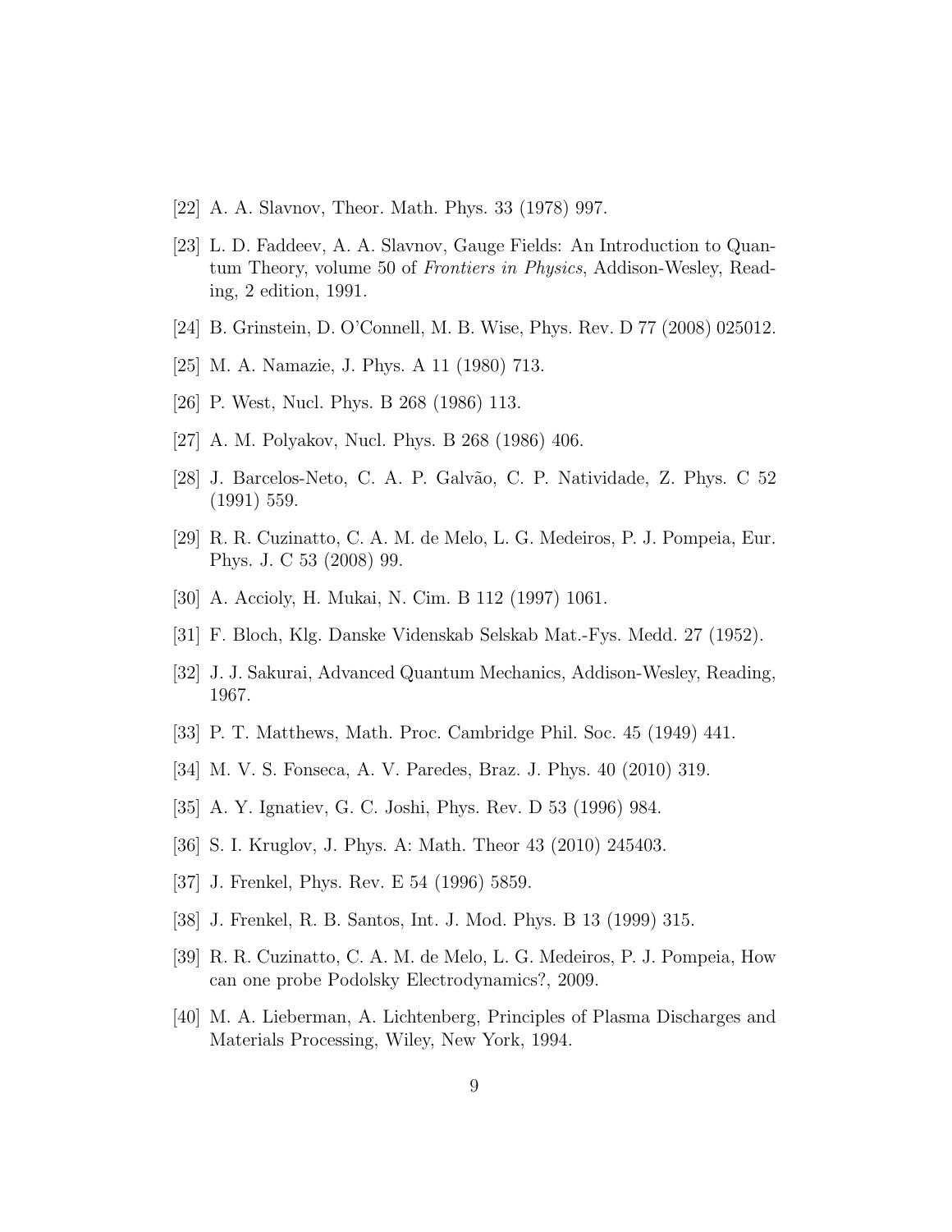[22] A. A. Slavnov, Theor. Math. Phys. 33 (1978) 997.

[23] L. D. Faddeev, A. A. Slavnov, Gauge Fields: An Introduction to Quantum Theory, volume 50 of *Frontiers in Physics*, Addison-Wesley, Reading, 2 edition, 1991.

[24] B. Grinstein, D. O'Connell, M. B. Wise, Phys. Rev. D 77 (2008) 025012.

[25] M. A. Namazie, J. Phys. A 11 (1980) 713.

[26] P. West, Nucl. Phys. B 268 (1986) 113.

[27] A. M. Polyakov, Nucl. Phys. B 268 (1986) 406.

[28] J. Barcelos-Neto, C. A. P. Galvão, C. P. Natividade, Z. Phys. C 52 (1991) 559.

[29] R. R. Cuzinatto, C. A. M. de Melo, L. G. Medeiros, P. J. Pompeia, Eur. Phys. J. C 53 (2008) 99.

[30] A. Accioly, H. Mukai, N. Cim. B 112 (1997) 1061.

[31] F. Bloch, Klg. Danske Videnskab Selskab Mat.-Fys. Medd. 27 (1952).

[32] J. J. Sakurai, Advanced Quantum Mechanics, Addison-Wesley, Reading, 1967.

[33] P. T. Matthews, Math. Proc. Cambridge Phil. Soc. 45 (1949) 441.

[34] M. V. S. Fonseca, A. V. Paredes, Braz. J. Phys. 40 (2010) 319.

[35] A. Y. Ignatiev, G. C. Joshi, Phys. Rev. D 53 (1996) 984.

[36] S. I. Kruglov, J. Phys. A: Math. Theor 43 (2010) 245403.

[37] J. Frenkel, Phys. Rev. E 54 (1996) 5859.

[38] J. Frenkel, R. B. Santos, Int. J. Mod. Phys. B 13 (1999) 315.

[39] R. R. Cuzinatto, C. A. M. de Melo, L. G. Medeiros, P. J. Pompeia, How can one probe Podolsky Electrodynamics?, 2009.

[40] M. A. Lieberman, A. Lichtenberg, Principles of Plasma Discharges and Materials Processing, Wiley, New York, 1994.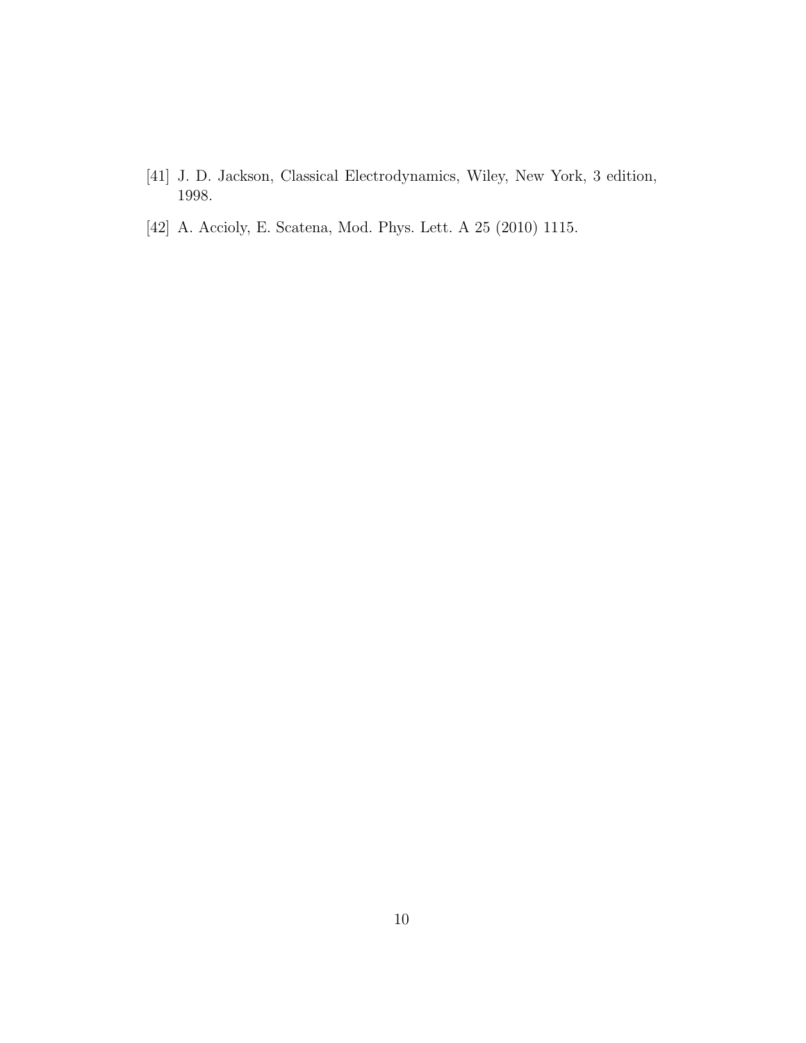[41] J. D. Jackson, Classical Electrodynamics, Wiley, New York, 3 edition, 1998.

[42] A. Accioly, E. Scatena, Mod. Phys. Lett. A 25 (2010) 1115.